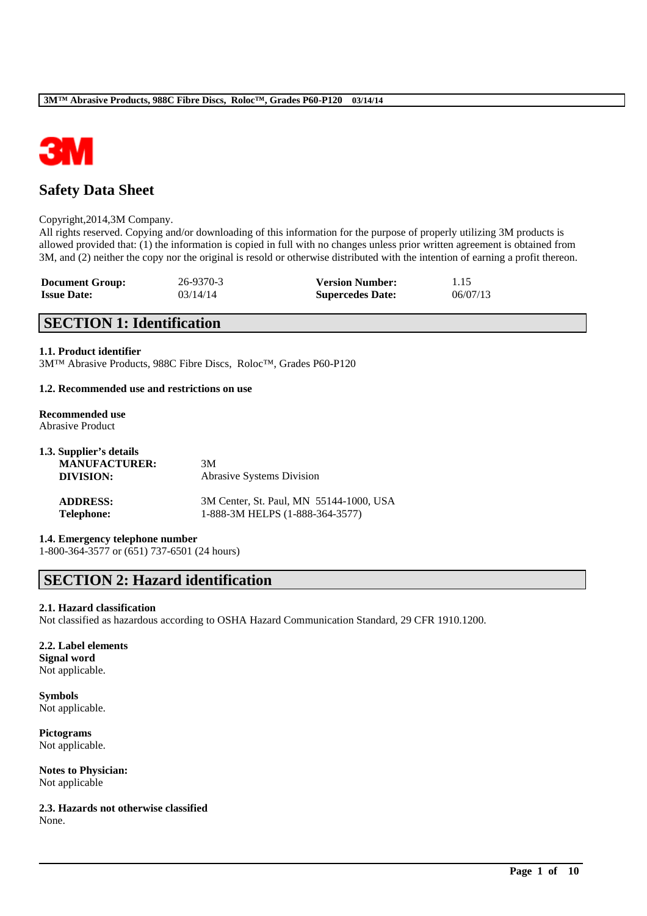# Safety Data Sheet

Copyright,2014,3M Company.
All rights reserved. Copying and/or downloading of this information for the purpose of properly utilizing 3M products is allowed provided that: (1) the information is copied in full with no changes unless prior written agreement is obtained from 3M, and (2) neither the copy nor the original is resold or otherwise distributed with the intention of earning a profit thereon.

| | | | |
|---|---|---|---|
| **Document Group:** | 26-9370-3 | **Version Number:** | 1.15 |
| **Issue Date:** | 03/14/14 | **Supercedes Date:** | 06/07/13 |

## SECTION 1: Identification

**1.1. Product identifier**
3M™ Abrasive Products, 988C Fibre Discs, Roloc™, Grades P60-P120

**1.2. Recommended use and restrictions on use**

**Recommended use**
Abrasive Product

**1.3. Supplier's details**

| | |
|---|---|
| **MANUFACTURER:** | 3M |
| **DIVISION:** | Abrasive Systems Division |
| **ADDRESS:** | 3M Center, St. Paul, MN 55144-1000, USA |
| **Telephone:** | 1-888-3M HELPS (1-888-364-3577) |

**1.4. Emergency telephone number**
1-800-364-3577 or (651) 737-6501 (24 hours)

## SECTION 2: Hazard identification

**2.1. Hazard classification**
Not classified as hazardous according to OSHA Hazard Communication Standard, 29 CFR 1910.1200.

**2.2. Label elements**
**Signal word**
Not applicable.

**Symbols**
Not applicable.

**Pictograms**
Not applicable.

**Notes to Physician:**
Not applicable

**2.3. Hazards not otherwise classified**
None.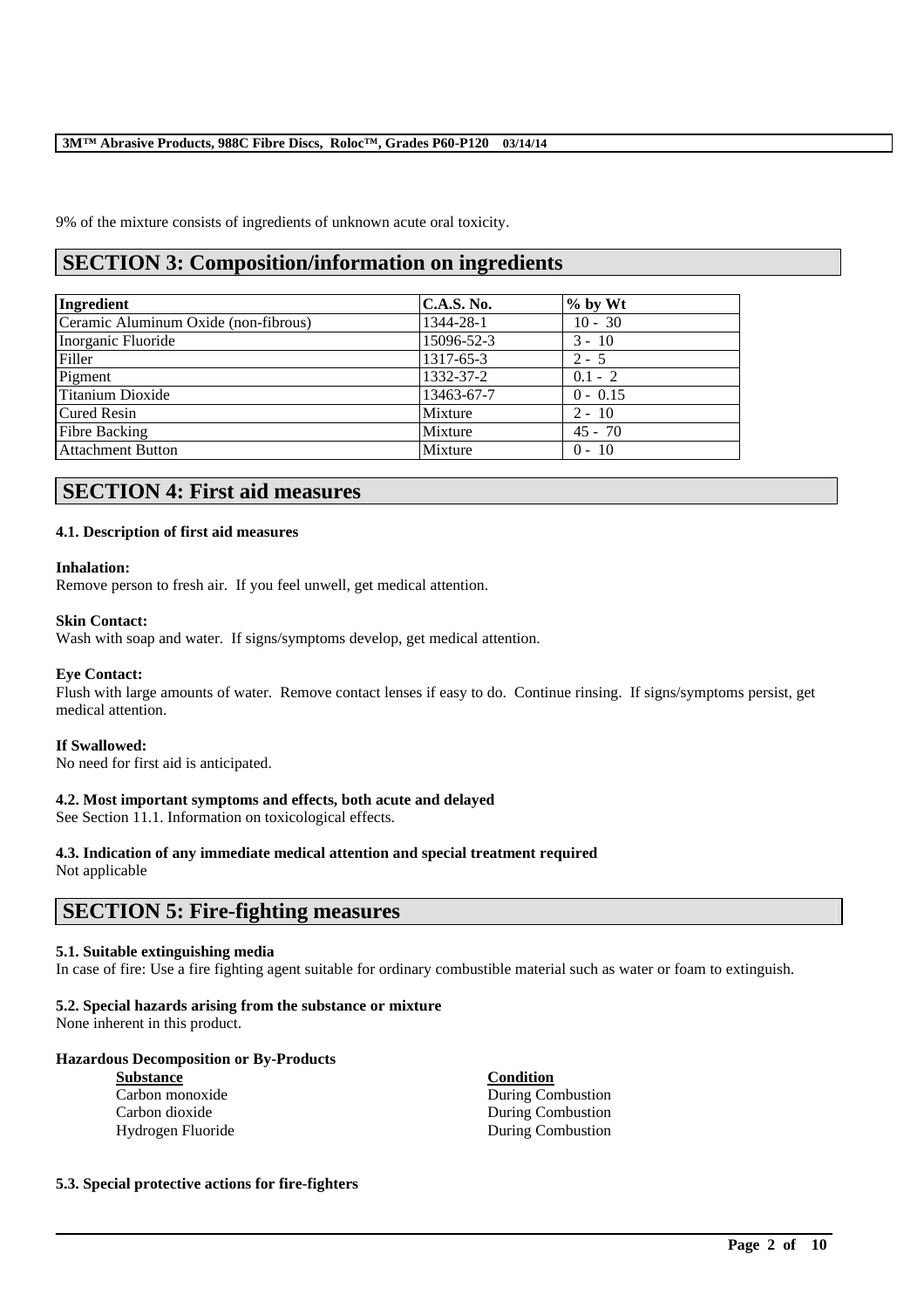9% of the mixture consists of ingredients of unknown acute oral toxicity.

## SECTION 3: Composition/information on ingredients

| Ingredient | C.A.S. No. | % by Wt |
|---|---|---|
| Ceramic Aluminum Oxide (non-fibrous) | 1344-28-1 | 10 - 30 |
| Inorganic Fluoride | 15096-52-3 | 3 - 10 |
| Filler | 1317-65-3 | 2 - 5 |
| Pigment | 1332-37-2 | 0.1 - 2 |
| Titanium Dioxide | 13463-67-7 | 0 - 0.15 |
| Cured Resin | Mixture | 2 - 10 |
| Fibre Backing | Mixture | 45 - 70 |
| Attachment Button | Mixture | 0 - 10 |

## SECTION 4: First aid measures

### 4.1. Description of first aid measures

**Inhalation:**
Remove person to fresh air. If you feel unwell, get medical attention.

**Skin Contact:**
Wash with soap and water. If signs/symptoms develop, get medical attention.

**Eye Contact:**
Flush with large amounts of water. Remove contact lenses if easy to do. Continue rinsing. If signs/symptoms persist, get medical attention.

**If Swallowed:**
No need for first aid is anticipated.

### 4.2. Most important symptoms and effects, both acute and delayed
See Section 11.1. Information on toxicological effects.

### 4.3. Indication of any immediate medical attention and special treatment required
Not applicable

## SECTION 5: Fire-fighting measures

### 5.1. Suitable extinguishing media
In case of fire: Use a fire fighting agent suitable for ordinary combustible material such as water or foam to extinguish.

### 5.2. Special hazards arising from the substance or mixture
None inherent in this product.

**Hazardous Decomposition or By-Products**

| Substance | Condition |
|---|---|
| Carbon monoxide | During Combustion |
| Carbon dioxide | During Combustion |
| Hydrogen Fluoride | During Combustion |

### 5.3. Special protective actions for fire-fighters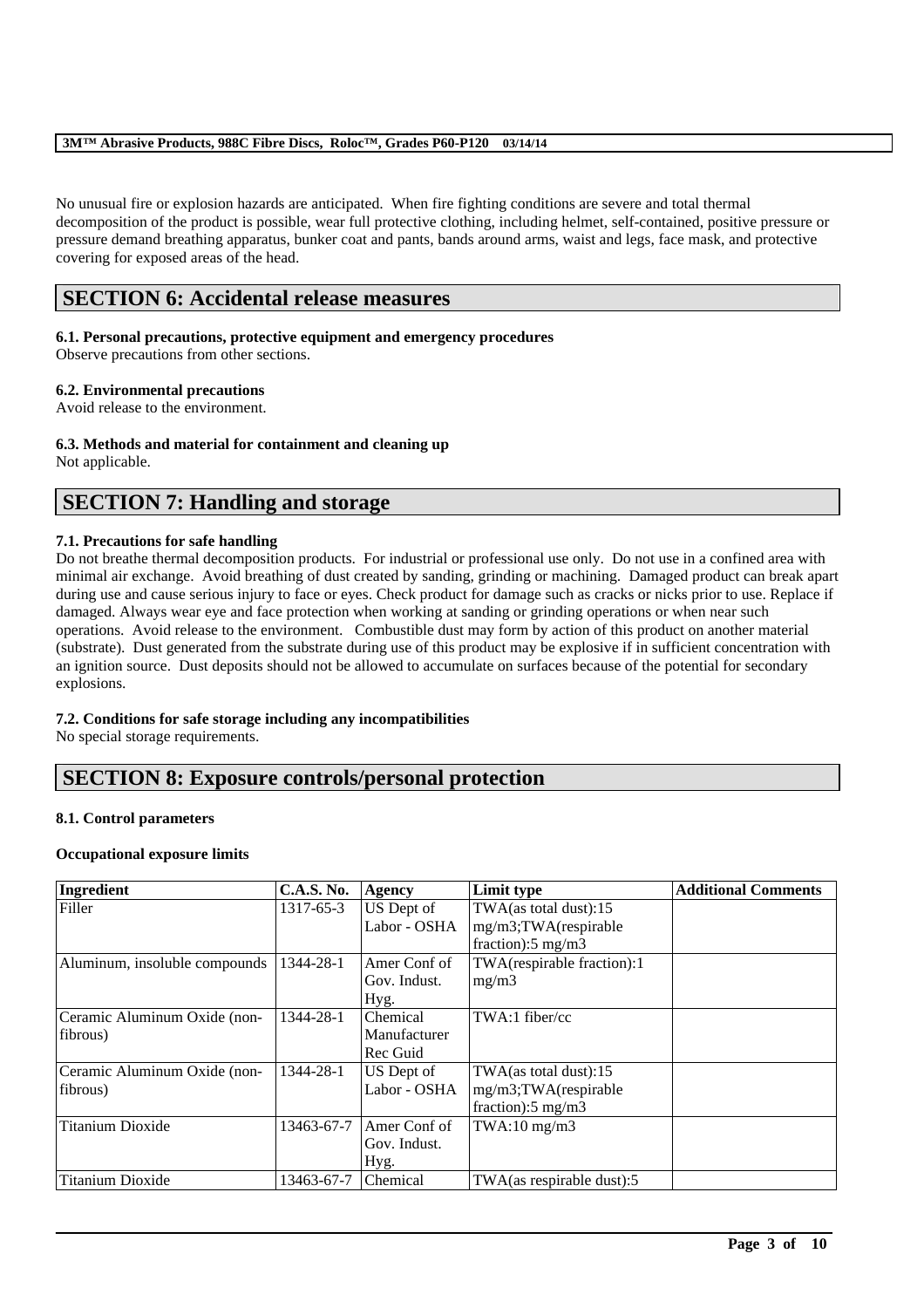No unusual fire or explosion hazards are anticipated. When fire fighting conditions are severe and total thermal decomposition of the product is possible, wear full protective clothing, including helmet, self-contained, positive pressure or pressure demand breathing apparatus, bunker coat and pants, bands around arms, waist and legs, face mask, and protective covering for exposed areas of the head.

## SECTION 6: Accidental release measures

### 6.1. Personal precautions, protective equipment and emergency procedures

Observe precautions from other sections.

### 6.2. Environmental precautions

Avoid release to the environment.

### 6.3. Methods and material for containment and cleaning up

Not applicable.

## SECTION 7: Handling and storage

### 7.1. Precautions for safe handling

Do not breathe thermal decomposition products. For industrial or professional use only. Do not use in a confined area with minimal air exchange. Avoid breathing of dust created by sanding, grinding or machining. Damaged product can break apart during use and cause serious injury to face or eyes. Check product for damage such as cracks or nicks prior to use. Replace if damaged. Always wear eye and face protection when working at sanding or grinding operations or when near such operations. Avoid release to the environment. Combustible dust may form by action of this product on another material (substrate). Dust generated from the substrate during use of this product may be explosive if in sufficient concentration with an ignition source. Dust deposits should not be allowed to accumulate on surfaces because of the potential for secondary explosions.

### 7.2. Conditions for safe storage including any incompatibilities

No special storage requirements.

## SECTION 8: Exposure controls/personal protection

### 8.1. Control parameters

**Occupational exposure limits**

| Ingredient | C.A.S. No. | Agency | Limit type | Additional Comments |
|---|---|---|---|---|
| Filler | 1317-65-3 | US Dept of Labor - OSHA | TWA(as total dust):15 mg/m3;TWA(respirable fraction):5 mg/m3 | |
| Aluminum, insoluble compounds | 1344-28-1 | Amer Conf of Gov. Indust. Hyg. | TWA(respirable fraction):1 mg/m3 | |
| Ceramic Aluminum Oxide (non-fibrous) | 1344-28-1 | Chemical Manufacturer Rec Guid | TWA:1 fiber/cc | |
| Ceramic Aluminum Oxide (non-fibrous) | 1344-28-1 | US Dept of Labor - OSHA | TWA(as total dust):15 mg/m3;TWA(respirable fraction):5 mg/m3 | |
| Titanium Dioxide | 13463-67-7 | Amer Conf of Gov. Indust. Hyg. | TWA:10 mg/m3 | |
| Titanium Dioxide | 13463-67-7 | Chemical | TWA(as respirable dust):5 | |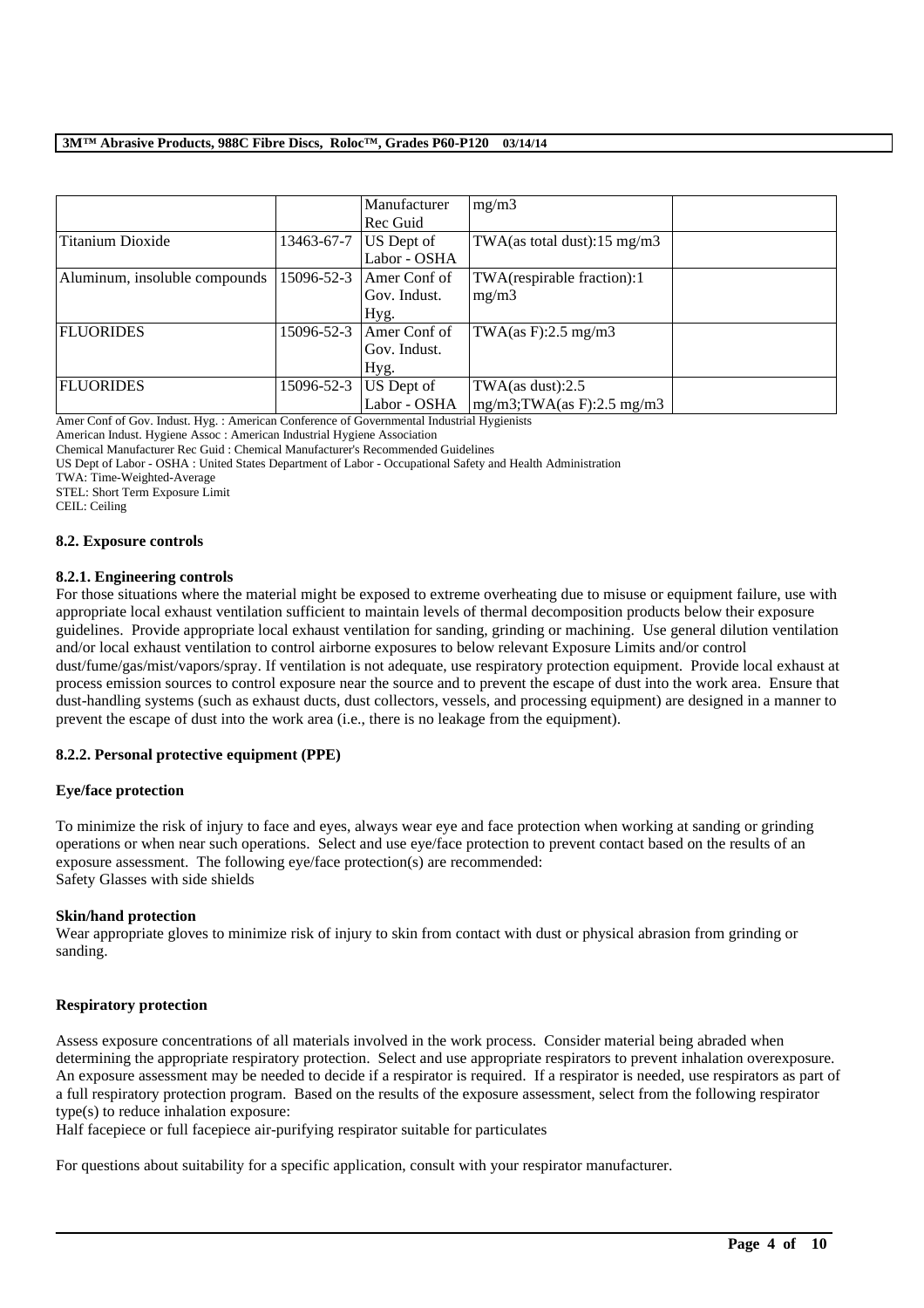| | | Manufacturer Rec Guid | mg/m3 | |
|---|---|---|---|---|
| Titanium Dioxide | 13463-67-7 | US Dept of Labor - OSHA | TWA(as total dust):15 mg/m3 | |
| Aluminum, insoluble compounds | 15096-52-3 | Amer Conf of Gov. Indust. Hyg. | TWA(respirable fraction):1 mg/m3 | |
| FLUORIDES | 15096-52-3 | Amer Conf of Gov. Indust. Hyg. | TWA(as F):2.5 mg/m3 | |
| FLUORIDES | 15096-52-3 | US Dept of Labor - OSHA | TWA(as dust):2.5 mg/m3;TWA(as F):2.5 mg/m3 | |

Amer Conf of Gov. Indust. Hyg. : American Conference of Governmental Industrial Hygienists
American Indust. Hygiene Assoc : American Industrial Hygiene Association
Chemical Manufacturer Rec Guid : Chemical Manufacturer's Recommended Guidelines
US Dept of Labor - OSHA : United States Department of Labor - Occupational Safety and Health Administration
TWA: Time-Weighted-Average
STEL: Short Term Exposure Limit
CEIL: Ceiling

### 8.2. Exposure controls

#### 8.2.1. Engineering controls

For those situations where the material might be exposed to extreme overheating due to misuse or equipment failure, use with appropriate local exhaust ventilation sufficient to maintain levels of thermal decomposition products below their exposure guidelines. Provide appropriate local exhaust ventilation for sanding, grinding or machining. Use general dilution ventilation and/or local exhaust ventilation to control airborne exposures to below relevant Exposure Limits and/or control dust/fume/gas/mist/vapors/spray. If ventilation is not adequate, use respiratory protection equipment. Provide local exhaust at process emission sources to control exposure near the source and to prevent the escape of dust into the work area. Ensure that dust-handling systems (such as exhaust ducts, dust collectors, vessels, and processing equipment) are designed in a manner to prevent the escape of dust into the work area (i.e., there is no leakage from the equipment).

#### 8.2.2. Personal protective equipment (PPE)

**Eye/face protection**

To minimize the risk of injury to face and eyes, always wear eye and face protection when working at sanding or grinding operations or when near such operations. Select and use eye/face protection to prevent contact based on the results of an exposure assessment. The following eye/face protection(s) are recommended:
Safety Glasses with side shields

**Skin/hand protection**

Wear appropriate gloves to minimize risk of injury to skin from contact with dust or physical abrasion from grinding or sanding.

**Respiratory protection**

Assess exposure concentrations of all materials involved in the work process. Consider material being abraded when determining the appropriate respiratory protection. Select and use appropriate respirators to prevent inhalation overexposure. An exposure assessment may be needed to decide if a respirator is required. If a respirator is needed, use respirators as part of a full respiratory protection program. Based on the results of the exposure assessment, select from the following respirator type(s) to reduce inhalation exposure:
Half facepiece or full facepiece air-purifying respirator suitable for particulates

For questions about suitability for a specific application, consult with your respirator manufacturer.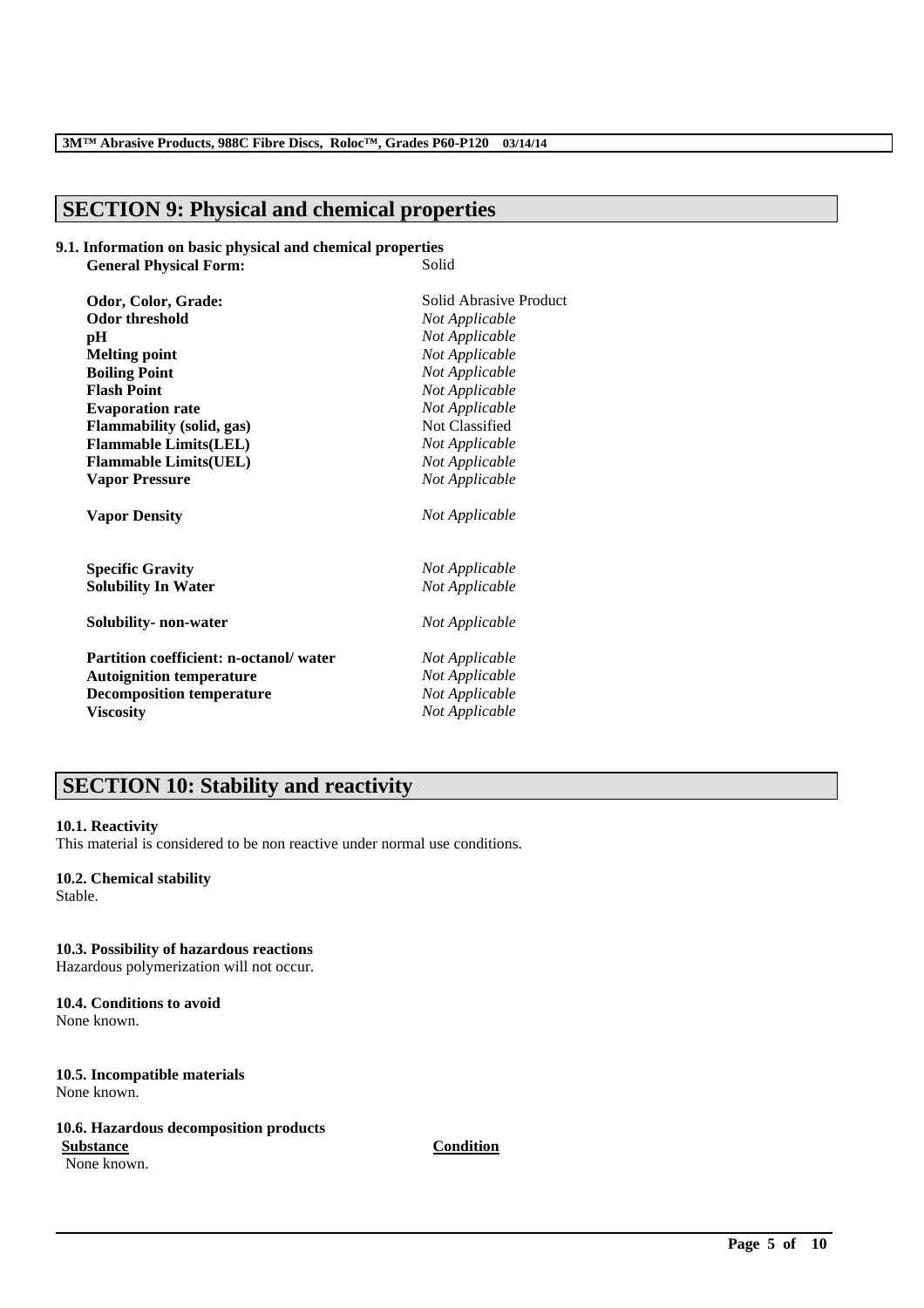## SECTION 9: Physical and chemical properties

**9.1. Information on basic physical and chemical properties**

| | |
|---|---|
| **General Physical Form:** | Solid |
| **Odor, Color, Grade:** | Solid Abrasive Product |
| **Odor threshold** | *Not Applicable* |
| **pH** | *Not Applicable* |
| **Melting point** | *Not Applicable* |
| **Boiling Point** | *Not Applicable* |
| **Flash Point** | *Not Applicable* |
| **Evaporation rate** | *Not Applicable* |
| **Flammability (solid, gas)** | Not Classified |
| **Flammable Limits(LEL)** | *Not Applicable* |
| **Flammable Limits(UEL)** | *Not Applicable* |
| **Vapor Pressure** | *Not Applicable* |
| **Vapor Density** | *Not Applicable* |
| **Specific Gravity** | *Not Applicable* |
| **Solubility In Water** | *Not Applicable* |
| **Solubility- non-water** | *Not Applicable* |
| **Partition coefficient: n-octanol/ water** | *Not Applicable* |
| **Autoignition temperature** | *Not Applicable* |
| **Decomposition temperature** | *Not Applicable* |
| **Viscosity** | *Not Applicable* |

## SECTION 10: Stability and reactivity

**10.1. Reactivity**
This material is considered to be non reactive under normal use conditions.

**10.2. Chemical stability**
Stable.

**10.3. Possibility of hazardous reactions**
Hazardous polymerization will not occur.

**10.4. Conditions to avoid**
None known.

**10.5. Incompatible materials**
None known.

**10.6. Hazardous decomposition products**

| Substance | Condition |
|---|---|
| None known. | |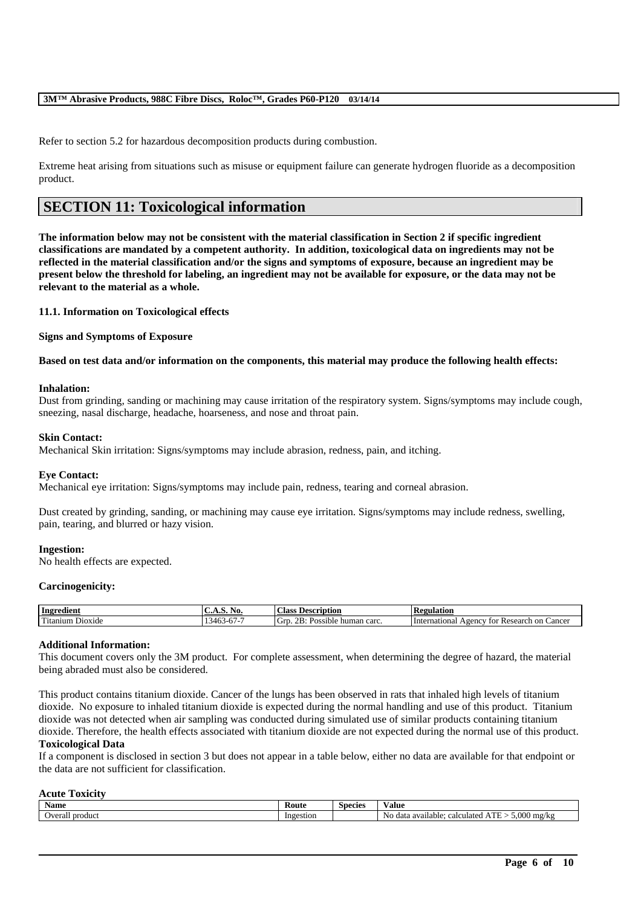Refer to section 5.2 for hazardous decomposition products during combustion.

Extreme heat arising from situations such as misuse or equipment failure can generate hydrogen fluoride as a decomposition product.

# SECTION 11: Toxicological information

**The information below may not be consistent with the material classification in Section 2 if specific ingredient classifications are mandated by a competent authority. In addition, toxicological data on ingredients may not be reflected in the material classification and/or the signs and symptoms of exposure, because an ingredient may be present below the threshold for labeling, an ingredient may not be available for exposure, or the data may not be relevant to the material as a whole.**

### 11.1. Information on Toxicological effects

**Signs and Symptoms of Exposure**

**Based on test data and/or information on the components, this material may produce the following health effects:**

**Inhalation:**
Dust from grinding, sanding or machining may cause irritation of the respiratory system. Signs/symptoms may include cough, sneezing, nasal discharge, headache, hoarseness, and nose and throat pain.

**Skin Contact:**
Mechanical Skin irritation: Signs/symptoms may include abrasion, redness, pain, and itching.

**Eye Contact:**
Mechanical eye irritation: Signs/symptoms may include pain, redness, tearing and corneal abrasion.

Dust created by grinding, sanding, or machining may cause eye irritation. Signs/symptoms may include redness, swelling, pain, tearing, and blurred or hazy vision.

**Ingestion:**
No health effects are expected.

**Carcinogenicity:**

| Ingredient | C.A.S. No. | Class Description | Regulation |
|---|---|---|---|
| Titanium Dioxide | 13463-67-7 | Grp. 2B: Possible human carc. | International Agency for Research on Cancer |

**Additional Information:**
This document covers only the 3M product. For complete assessment, when determining the degree of hazard, the material being abraded must also be considered.

This product contains titanium dioxide. Cancer of the lungs has been observed in rats that inhaled high levels of titanium dioxide. No exposure to inhaled titanium dioxide is expected during the normal handling and use of this product. Titanium dioxide was not detected when air sampling was conducted during simulated use of similar products containing titanium dioxide. Therefore, the health effects associated with titanium dioxide are not expected during the normal use of this product.

**Toxicological Data**
If a component is disclosed in section 3 but does not appear in a table below, either no data are available for that endpoint or the data are not sufficient for classification.

**Acute Toxicity**

| Name | Route | Species | Value |
|---|---|---|---|
| Overall product | Ingestion | | No data available; calculated ATE > 5,000 mg/kg |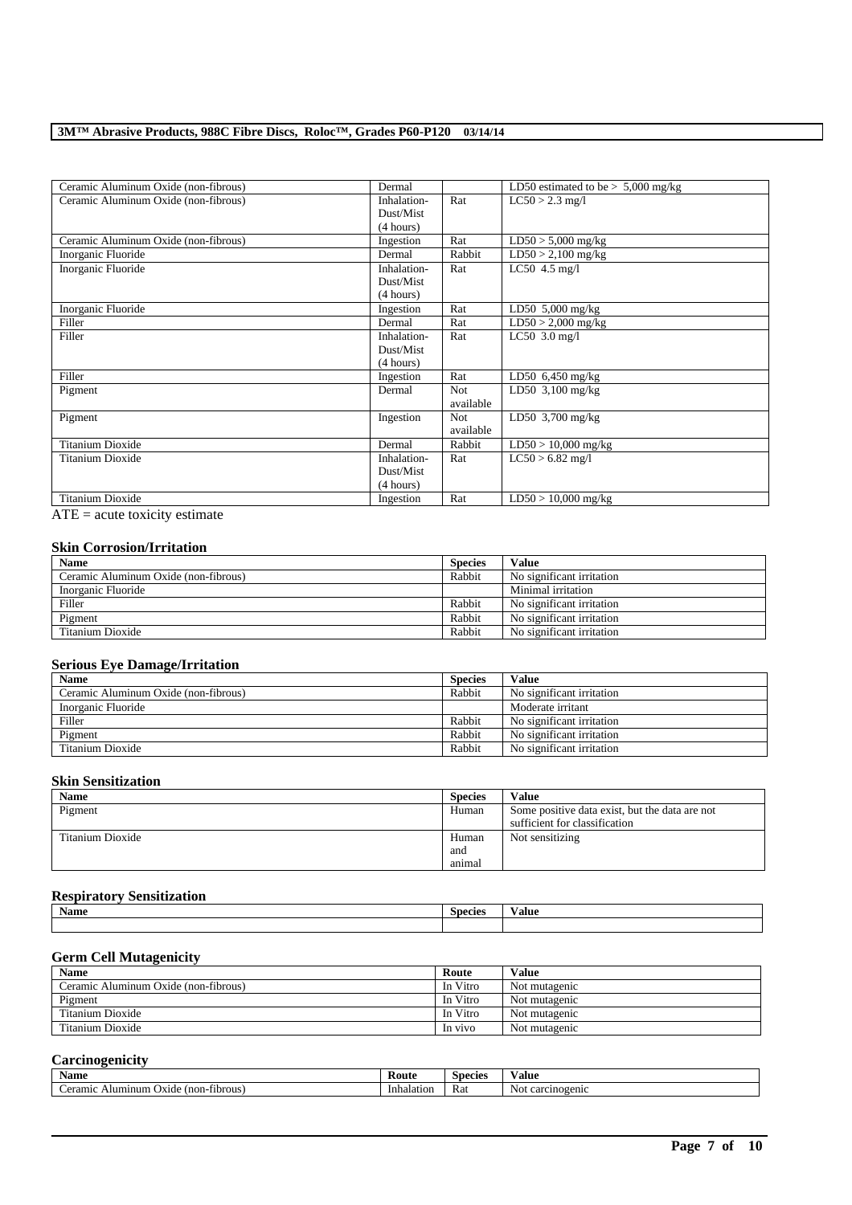| | | | |
|---|---|---|---|
| Ceramic Aluminum Oxide (non-fibrous) | Dermal | | LD50 estimated to be > 5,000 mg/kg |
| Ceramic Aluminum Oxide (non-fibrous) | Inhalation-Dust/Mist (4 hours) | Rat | LC50 > 2.3 mg/l |
| Ceramic Aluminum Oxide (non-fibrous) | Ingestion | Rat | LD50 > 5,000 mg/kg |
| Inorganic Fluoride | Dermal | Rabbit | LD50 > 2,100 mg/kg |
| Inorganic Fluoride | Inhalation-Dust/Mist (4 hours) | Rat | LC50 4.5 mg/l |
| Inorganic Fluoride | Ingestion | Rat | LD50 5,000 mg/kg |
| Filler | Dermal | Rat | LD50 > 2,000 mg/kg |
| Filler | Inhalation-Dust/Mist (4 hours) | Rat | LC50 3.0 mg/l |
| Filler | Ingestion | Rat | LD50 6,450 mg/kg |
| Pigment | Dermal | Not available | LD50 3,100 mg/kg |
| Pigment | Ingestion | Not available | LD50 3,700 mg/kg |
| Titanium Dioxide | Dermal | Rabbit | LD50 > 10,000 mg/kg |
| Titanium Dioxide | Inhalation-Dust/Mist (4 hours) | Rat | LC50 > 6.82 mg/l |
| Titanium Dioxide | Ingestion | Rat | LD50 > 10,000 mg/kg |

ATE = acute toxicity estimate

### Skin Corrosion/Irritation

| Name | Species | Value |
|---|---|---|
| Ceramic Aluminum Oxide (non-fibrous) | Rabbit | No significant irritation |
| Inorganic Fluoride | | Minimal irritation |
| Filler | Rabbit | No significant irritation |
| Pigment | Rabbit | No significant irritation |
| Titanium Dioxide | Rabbit | No significant irritation |

### Serious Eye Damage/Irritation

| Name | Species | Value |
|---|---|---|
| Ceramic Aluminum Oxide (non-fibrous) | Rabbit | No significant irritation |
| Inorganic Fluoride | | Moderate irritant |
| Filler | Rabbit | No significant irritation |
| Pigment | Rabbit | No significant irritation |
| Titanium Dioxide | Rabbit | No significant irritation |

### Skin Sensitization

| Name | Species | Value |
|---|---|---|
| Pigment | Human | Some positive data exist, but the data are not sufficient for classification |
| Titanium Dioxide | Human and animal | Not sensitizing |

### Respiratory Sensitization

| Name | Species | Value |
|---|---|---|
| | | |

### Germ Cell Mutagenicity

| Name | Route | Value |
|---|---|---|
| Ceramic Aluminum Oxide (non-fibrous) | In Vitro | Not mutagenic |
| Pigment | In Vitro | Not mutagenic |
| Titanium Dioxide | In Vitro | Not mutagenic |
| Titanium Dioxide | In vivo | Not mutagenic |

### Carcinogenicity

| Name | Route | Species | Value |
|---|---|---|---|
| Ceramic Aluminum Oxide (non-fibrous) | Inhalation | Rat | Not carcinogenic |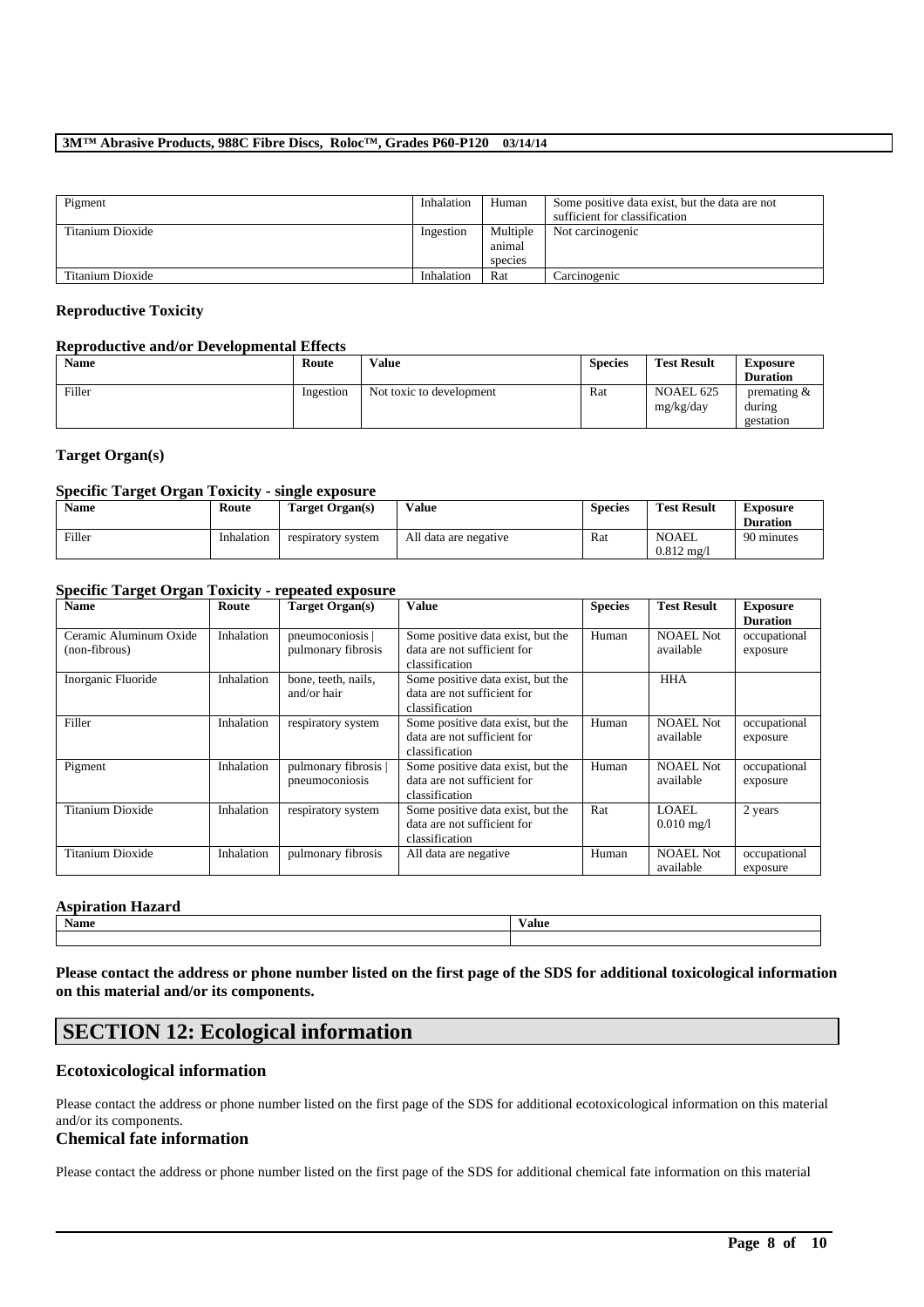| Pigment | Inhalation | Human | Some positive data exist, but the data are not sufficient for classification |
|---|---|---|---|
| Titanium Dioxide | Ingestion | Multiple animal species | Not carcinogenic |
| Titanium Dioxide | Inhalation | Rat | Carcinogenic |

### Reproductive Toxicity

#### Reproductive and/or Developmental Effects

| Name | Route | Value | Species | Test Result | Exposure Duration |
|---|---|---|---|---|---|
| Filler | Ingestion | Not toxic to development | Rat | NOAEL 625 mg/kg/day | premating & during gestation |

### Target Organ(s)

#### Specific Target Organ Toxicity - single exposure

| Name | Route | Target Organ(s) | Value | Species | Test Result | Exposure Duration |
|---|---|---|---|---|---|---|
| Filler | Inhalation | respiratory system | All data are negative | Rat | NOAEL 0.812 mg/l | 90 minutes |

#### Specific Target Organ Toxicity - repeated exposure

| Name | Route | Target Organ(s) | Value | Species | Test Result | Exposure Duration |
|---|---|---|---|---|---|---|
| Ceramic Aluminum Oxide (non-fibrous) | Inhalation | pneumoconiosis \| pulmonary fibrosis | Some positive data exist, but the data are not sufficient for classification | Human | NOAEL Not available | occupational exposure |
| Inorganic Fluoride | Inhalation | bone, teeth, nails, and/or hair | Some positive data exist, but the data are not sufficient for classification | | HHA | |
| Filler | Inhalation | respiratory system | Some positive data exist, but the data are not sufficient for classification | Human | NOAEL Not available | occupational exposure |
| Pigment | Inhalation | pulmonary fibrosis \| pneumoconiosis | Some positive data exist, but the data are not sufficient for classification | Human | NOAEL Not available | occupational exposure |
| Titanium Dioxide | Inhalation | respiratory system | Some positive data exist, but the data are not sufficient for classification | Rat | LOAEL 0.010 mg/l | 2 years |
| Titanium Dioxide | Inhalation | pulmonary fibrosis | All data are negative | Human | NOAEL Not available | occupational exposure |

#### Aspiration Hazard

| Name | Value |
|---|---|
| | |

**Please contact the address or phone number listed on the first page of the SDS for additional toxicological information on this material and/or its components.**

## SECTION 12: Ecological information

### Ecotoxicological information

Please contact the address or phone number listed on the first page of the SDS for additional ecotoxicological information on this material and/or its components.

### Chemical fate information

Please contact the address or phone number listed on the first page of the SDS for additional chemical fate information on this material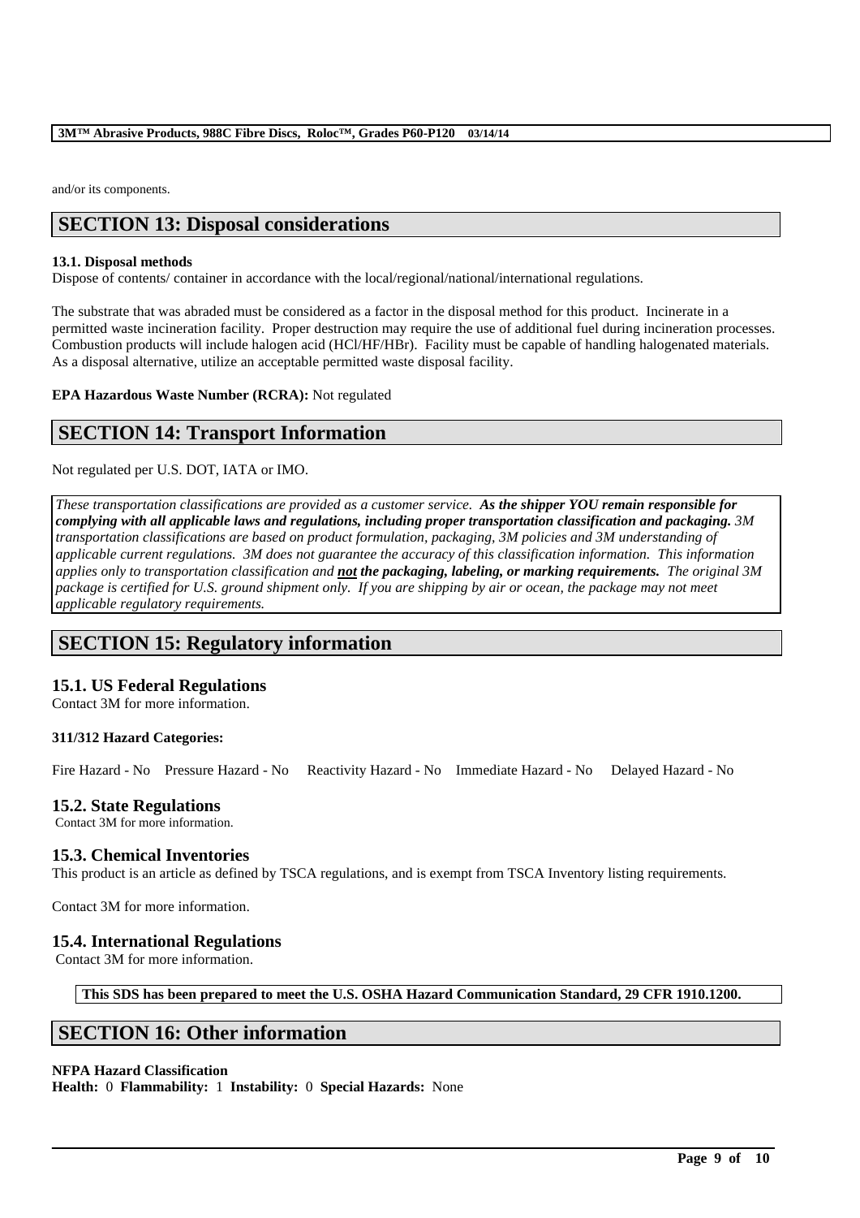and/or its components.

## SECTION 13: Disposal considerations

**13.1. Disposal methods**

Dispose of contents/ container in accordance with the local/regional/national/international regulations.

The substrate that was abraded must be considered as a factor in the disposal method for this product. Incinerate in a permitted waste incineration facility. Proper destruction may require the use of additional fuel during incineration processes. Combustion products will include halogen acid (HCl/HF/HBr). Facility must be capable of handling halogenated materials. As a disposal alternative, utilize an acceptable permitted waste disposal facility.

**EPA Hazardous Waste Number (RCRA):** Not regulated

## SECTION 14: Transport Information

Not regulated per U.S. DOT, IATA or IMO.

*These transportation classifications are provided as a customer service.* ***As the shipper YOU remain responsible for complying with all applicable laws and regulations, including proper transportation classification and packaging.*** *3M transportation classifications are based on product formulation, packaging, 3M policies and 3M understanding of applicable current regulations. 3M does not guarantee the accuracy of this classification information. This information applies only to transportation classification and* ***not the packaging, labeling, or marking requirements.*** *The original 3M package is certified for U.S. ground shipment only. If you are shipping by air or ocean, the package may not meet applicable regulatory requirements.*

## SECTION 15: Regulatory information

### 15.1. US Federal Regulations

Contact 3M for more information.

**311/312 Hazard Categories:**

Fire Hazard - No Pressure Hazard - No Reactivity Hazard - No Immediate Hazard - No Delayed Hazard - No

### 15.2. State Regulations

Contact 3M for more information.

### 15.3. Chemical Inventories

This product is an article as defined by TSCA regulations, and is exempt from TSCA Inventory listing requirements.

Contact 3M for more information.

### 15.4. International Regulations

Contact 3M for more information.

**This SDS has been prepared to meet the U.S. OSHA Hazard Communication Standard, 29 CFR 1910.1200.**

## SECTION 16: Other information

**NFPA Hazard Classification**

**Health:** 0 **Flammability:** 1 **Instability:** 0 **Special Hazards:** None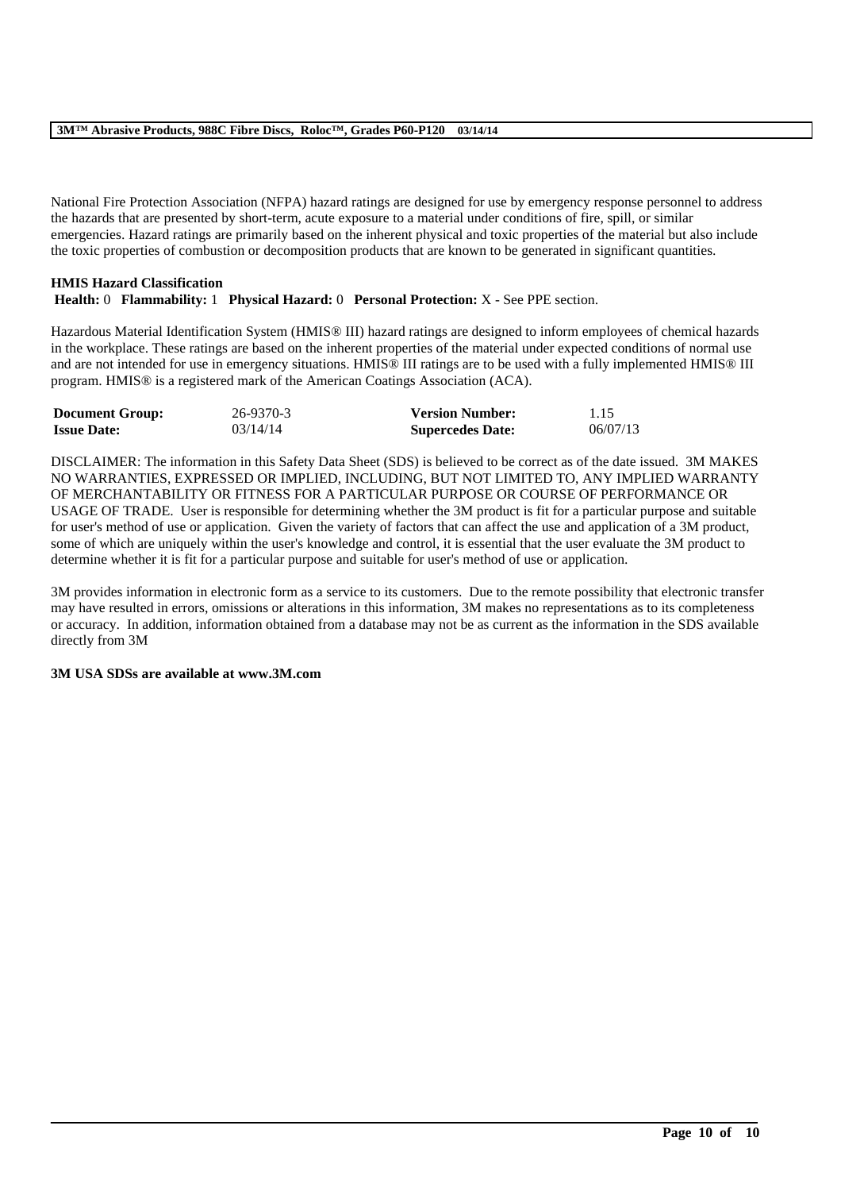National Fire Protection Association (NFPA) hazard ratings are designed for use by emergency response personnel to address the hazards that are presented by short-term, acute exposure to a material under conditions of fire, spill, or similar emergencies. Hazard ratings are primarily based on the inherent physical and toxic properties of the material but also include the toxic properties of combustion or decomposition products that are known to be generated in significant quantities.

**HMIS Hazard Classification**

**Health:** 0 **Flammability:** 1 **Physical Hazard:** 0 **Personal Protection:** X - See PPE section.

Hazardous Material Identification System (HMIS® III) hazard ratings are designed to inform employees of chemical hazards in the workplace. These ratings are based on the inherent properties of the material under expected conditions of normal use and are not intended for use in emergency situations. HMIS® III ratings are to be used with a fully implemented HMIS® III program. HMIS® is a registered mark of the American Coatings Association (ACA).

| | | | |
|---|---|---|---|
| **Document Group:** | 26-9370-3 | **Version Number:** | 1.15 |
| **Issue Date:** | 03/14/14 | **Supercedes Date:** | 06/07/13 |

DISCLAIMER: The information in this Safety Data Sheet (SDS) is believed to be correct as of the date issued. 3M MAKES NO WARRANTIES, EXPRESSED OR IMPLIED, INCLUDING, BUT NOT LIMITED TO, ANY IMPLIED WARRANTY OF MERCHANTABILITY OR FITNESS FOR A PARTICULAR PURPOSE OR COURSE OF PERFORMANCE OR USAGE OF TRADE. User is responsible for determining whether the 3M product is fit for a particular purpose and suitable for user's method of use or application. Given the variety of factors that can affect the use and application of a 3M product, some of which are uniquely within the user's knowledge and control, it is essential that the user evaluate the 3M product to determine whether it is fit for a particular purpose and suitable for user's method of use or application.

3M provides information in electronic form as a service to its customers. Due to the remote possibility that electronic transfer may have resulted in errors, omissions or alterations in this information, 3M makes no representations as to its completeness or accuracy. In addition, information obtained from a database may not be as current as the information in the SDS available directly from 3M

**3M USA SDSs are available at www.3M.com**